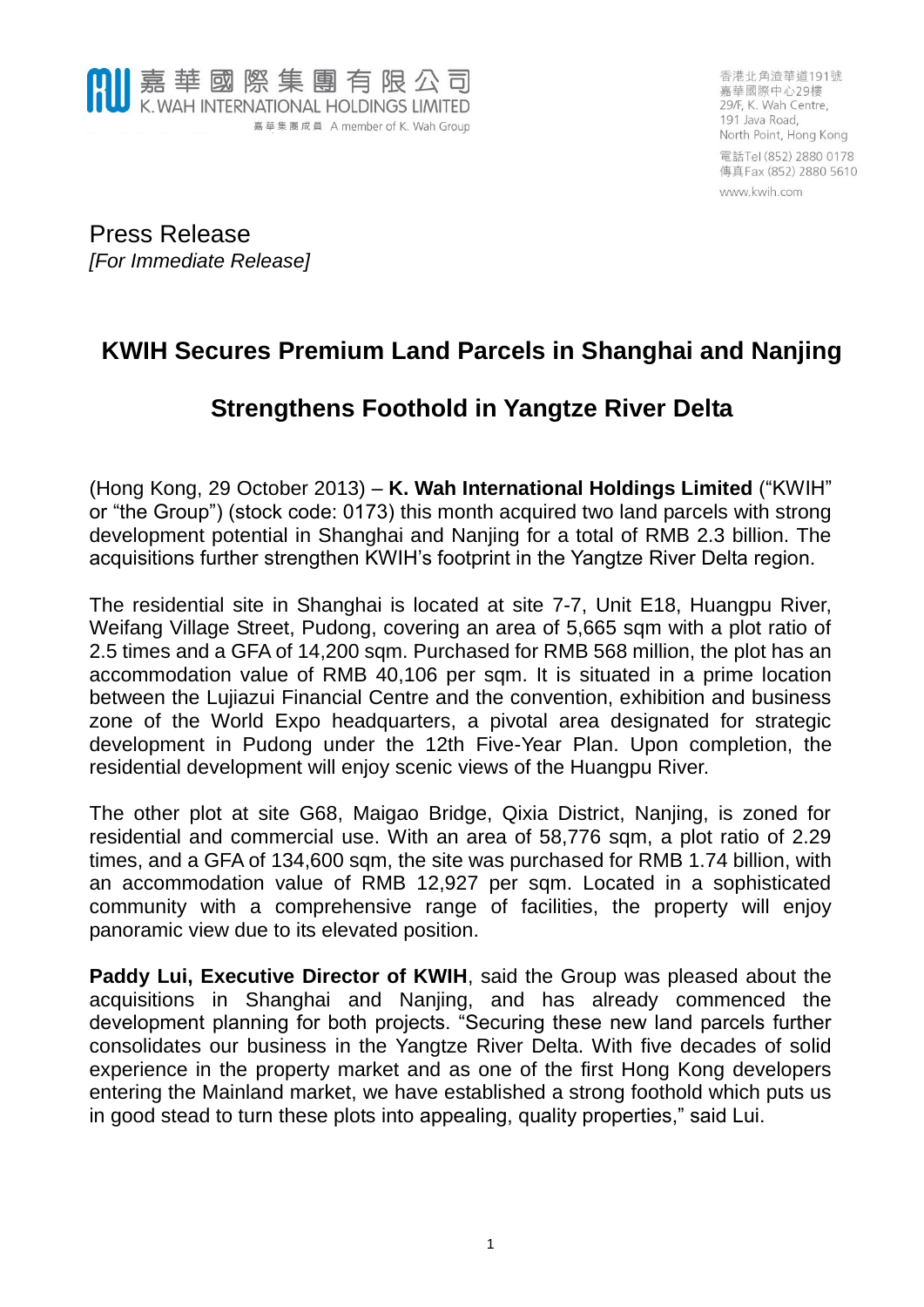嘉華國際集團有限公司
K. WAH INTERNATIONAL HOLDINGS LIMITED
嘉華集團成員 A member of K. Wah Group

香港北角渣華道191號
嘉華國際中心29樓
29/F, K. Wah Centre,
191 Java Road,
North Point, Hong Kong
電話Tel (852) 2880 0178
傳真Fax (852) 2880 5610
www.kwih.com

Press Release
*[For Immediate Release]*

# KWIH Secures Premium Land Parcels in Shanghai and Nanjing

## Strengthens Foothold in Yangtze River Delta

(Hong Kong, 29 October 2013) – **K. Wah International Holdings Limited** ("KWIH" or "the Group") (stock code: 0173) this month acquired two land parcels with strong development potential in Shanghai and Nanjing for a total of RMB 2.3 billion. The acquisitions further strengthen KWIH's footprint in the Yangtze River Delta region.

The residential site in Shanghai is located at site 7-7, Unit E18, Huangpu River, Weifang Village Street, Pudong, covering an area of 5,665 sqm with a plot ratio of 2.5 times and a GFA of 14,200 sqm. Purchased for RMB 568 million, the plot has an accommodation value of RMB 40,106 per sqm. It is situated in a prime location between the Lujiazui Financial Centre and the convention, exhibition and business zone of the World Expo headquarters, a pivotal area designated for strategic development in Pudong under the 12th Five-Year Plan. Upon completion, the residential development will enjoy scenic views of the Huangpu River.

The other plot at site G68, Maigao Bridge, Qixia District, Nanjing, is zoned for residential and commercial use. With an area of 58,776 sqm, a plot ratio of 2.29 times, and a GFA of 134,600 sqm, the site was purchased for RMB 1.74 billion, with an accommodation value of RMB 12,927 per sqm. Located in a sophisticated community with a comprehensive range of facilities, the property will enjoy panoramic view due to its elevated position.

**Paddy Lui, Executive Director of KWIH**, said the Group was pleased about the acquisitions in Shanghai and Nanjing, and has already commenced the development planning for both projects. "Securing these new land parcels further consolidates our business in the Yangtze River Delta. With five decades of solid experience in the property market and as one of the first Hong Kong developers entering the Mainland market, we have established a strong foothold which puts us in good stead to turn these plots into appealing, quality properties," said Lui.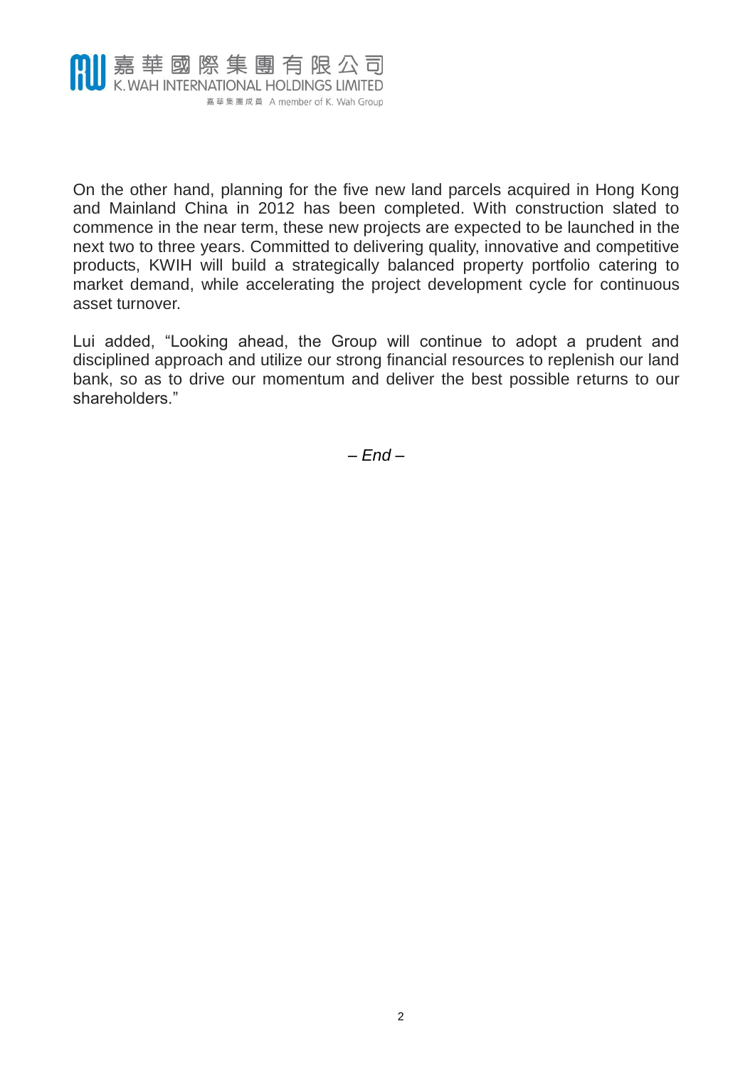On the other hand, planning for the five new land parcels acquired in Hong Kong and Mainland China in 2012 has been completed. With construction slated to commence in the near term, these new projects are expected to be launched in the next two to three years. Committed to delivering quality, innovative and competitive products, KWIH will build a strategically balanced property portfolio catering to market demand, while accelerating the project development cycle for continuous asset turnover.

Lui added, "Looking ahead, the Group will continue to adopt a prudent and disciplined approach and utilize our strong financial resources to replenish our land bank, so as to drive our momentum and deliver the best possible returns to our shareholders."

*– End –*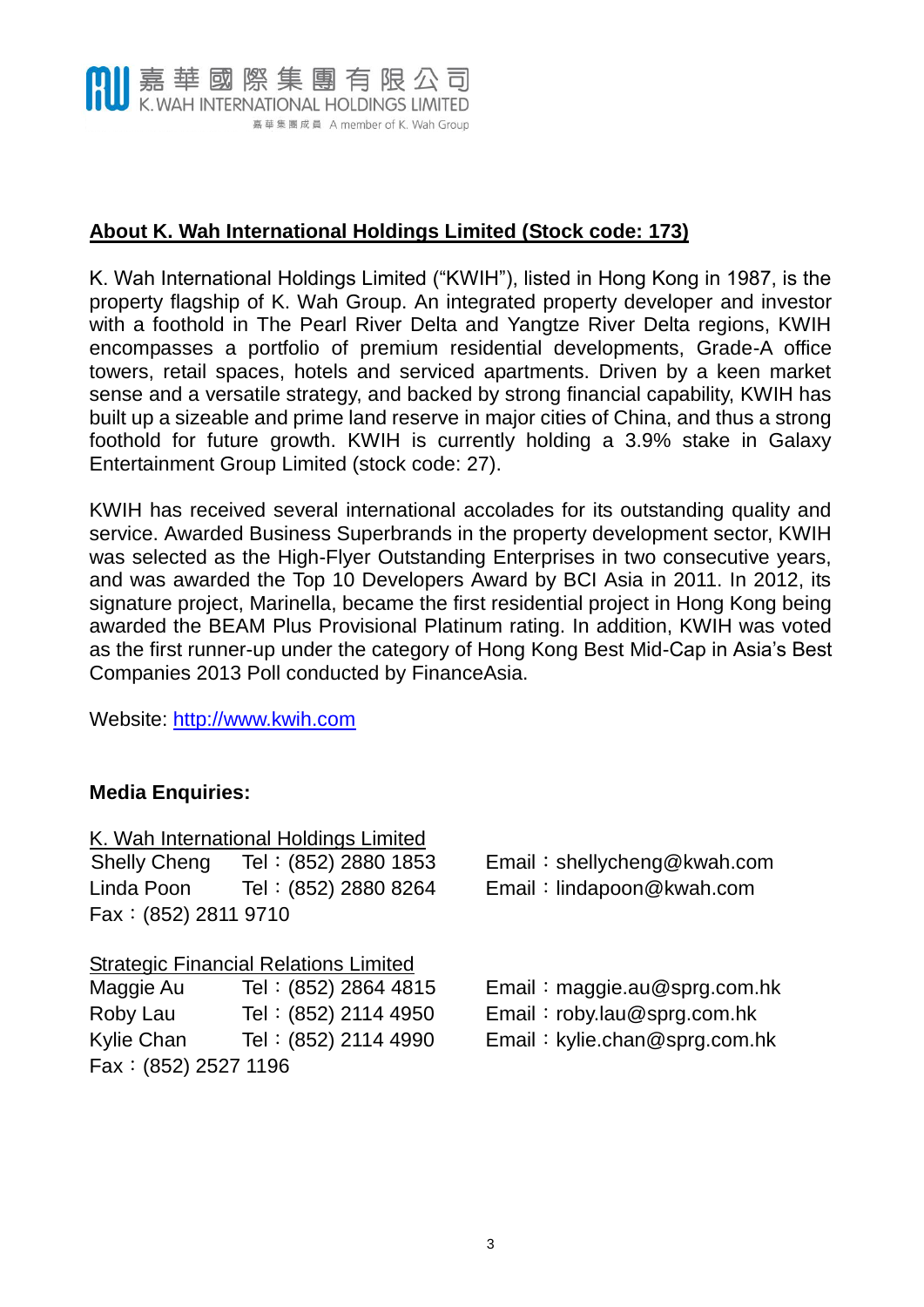嘉華國際集團有限公司
K. WAH INTERNATIONAL HOLDINGS LIMITED
嘉華集團成員 A member of K. Wah Group

## About K. Wah International Holdings Limited (Stock code: 173)

K. Wah International Holdings Limited ("KWIH"), listed in Hong Kong in 1987, is the property flagship of K. Wah Group. An integrated property developer and investor with a foothold in The Pearl River Delta and Yangtze River Delta regions, KWIH encompasses a portfolio of premium residential developments, Grade-A office towers, retail spaces, hotels and serviced apartments. Driven by a keen market sense and a versatile strategy, and backed by strong financial capability, KWIH has built up a sizeable and prime land reserve in major cities of China, and thus a strong foothold for future growth. KWIH is currently holding a 3.9% stake in Galaxy Entertainment Group Limited (stock code: 27).

KWIH has received several international accolades for its outstanding quality and service. Awarded Business Superbrands in the property development sector, KWIH was selected as the High-Flyer Outstanding Enterprises in two consecutive years, and was awarded the Top 10 Developers Award by BCI Asia in 2011. In 2012, its signature project, Marinella, became the first residential project in Hong Kong being awarded the BEAM Plus Provisional Platinum rating. In addition, KWIH was voted as the first runner-up under the category of Hong Kong Best Mid-Cap in Asia's Best Companies 2013 Poll conducted by FinanceAsia.

Website: http://www.kwih.com

**Media Enquiries:**

K. Wah International Holdings Limited

| | | |
|---|---|---|
| Shelly Cheng | Tel：(852) 2880 1853 | Email：shellycheng@kwah.com |
| Linda Poon | Tel：(852) 2880 8264 | Email：lindapoon@kwah.com |

Fax：(852) 2811 9710

Strategic Financial Relations Limited

| | | |
|---|---|---|
| Maggie Au | Tel：(852) 2864 4815 | Email：maggie.au@sprg.com.hk |
| Roby Lau | Tel：(852) 2114 4950 | Email：roby.lau@sprg.com.hk |
| Kylie Chan | Tel：(852) 2114 4990 | Email：kylie.chan@sprg.com.hk |

Fax：(852) 2527 1196